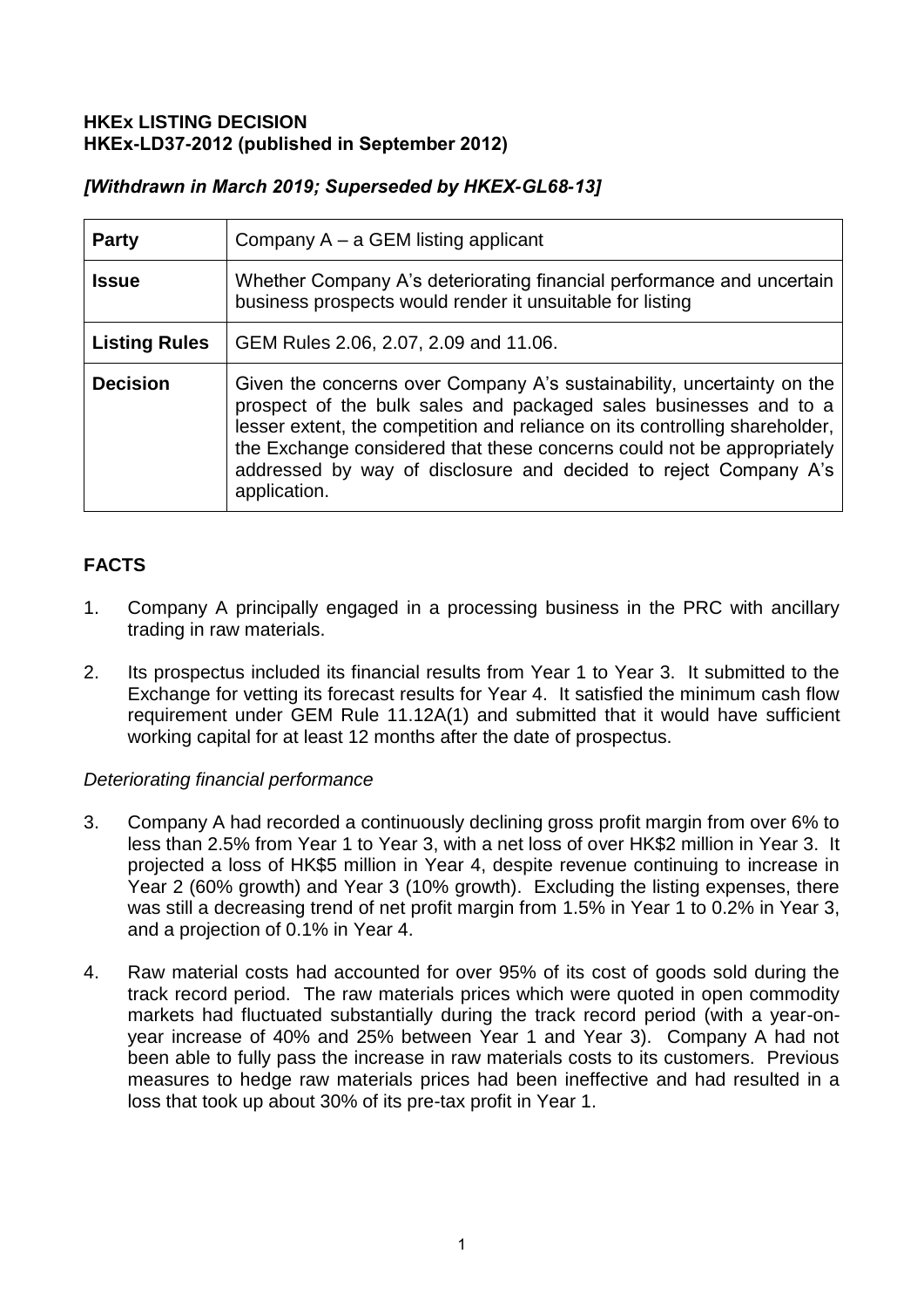**HKEx LISTING DECISION**
**HKEx-LD37-2012 (published in September 2012)**

***[Withdrawn in March 2019; Superseded by HKEX-GL68-13]***

| **Party** | Company A – a GEM listing applicant |
|---|---|
| **Issue** | Whether Company A's deteriorating financial performance and uncertain business prospects would render it unsuitable for listing |
| **Listing Rules** | GEM Rules 2.06, 2.07, 2.09 and 11.06. |
| **Decision** | Given the concerns over Company A's sustainability, uncertainty on the prospect of the bulk sales and packaged sales businesses and to a lesser extent, the competition and reliance on its controlling shareholder, the Exchange considered that these concerns could not be appropriately addressed by way of disclosure and decided to reject Company A's application. |

## FACTS

1. Company A principally engaged in a processing business in the PRC with ancillary trading in raw materials.

2. Its prospectus included its financial results from Year 1 to Year 3. It submitted to the Exchange for vetting its forecast results for Year 4. It satisfied the minimum cash flow requirement under GEM Rule 11.12A(1) and submitted that it would have sufficient working capital for at least 12 months after the date of prospectus.

*Deteriorating financial performance*

3. Company A had recorded a continuously declining gross profit margin from over 6% to less than 2.5% from Year 1 to Year 3, with a net loss of over HK$2 million in Year 3. It projected a loss of HK$5 million in Year 4, despite revenue continuing to increase in Year 2 (60% growth) and Year 3 (10% growth). Excluding the listing expenses, there was still a decreasing trend of net profit margin from 1.5% in Year 1 to 0.2% in Year 3, and a projection of 0.1% in Year 4.

4. Raw material costs had accounted for over 95% of its cost of goods sold during the track record period. The raw materials prices which were quoted in open commodity markets had fluctuated substantially during the track record period (with a year-on-year increase of 40% and 25% between Year 1 and Year 3). Company A had not been able to fully pass the increase in raw materials costs to its customers. Previous measures to hedge raw materials prices had been ineffective and had resulted in a loss that took up about 30% of its pre-tax profit in Year 1.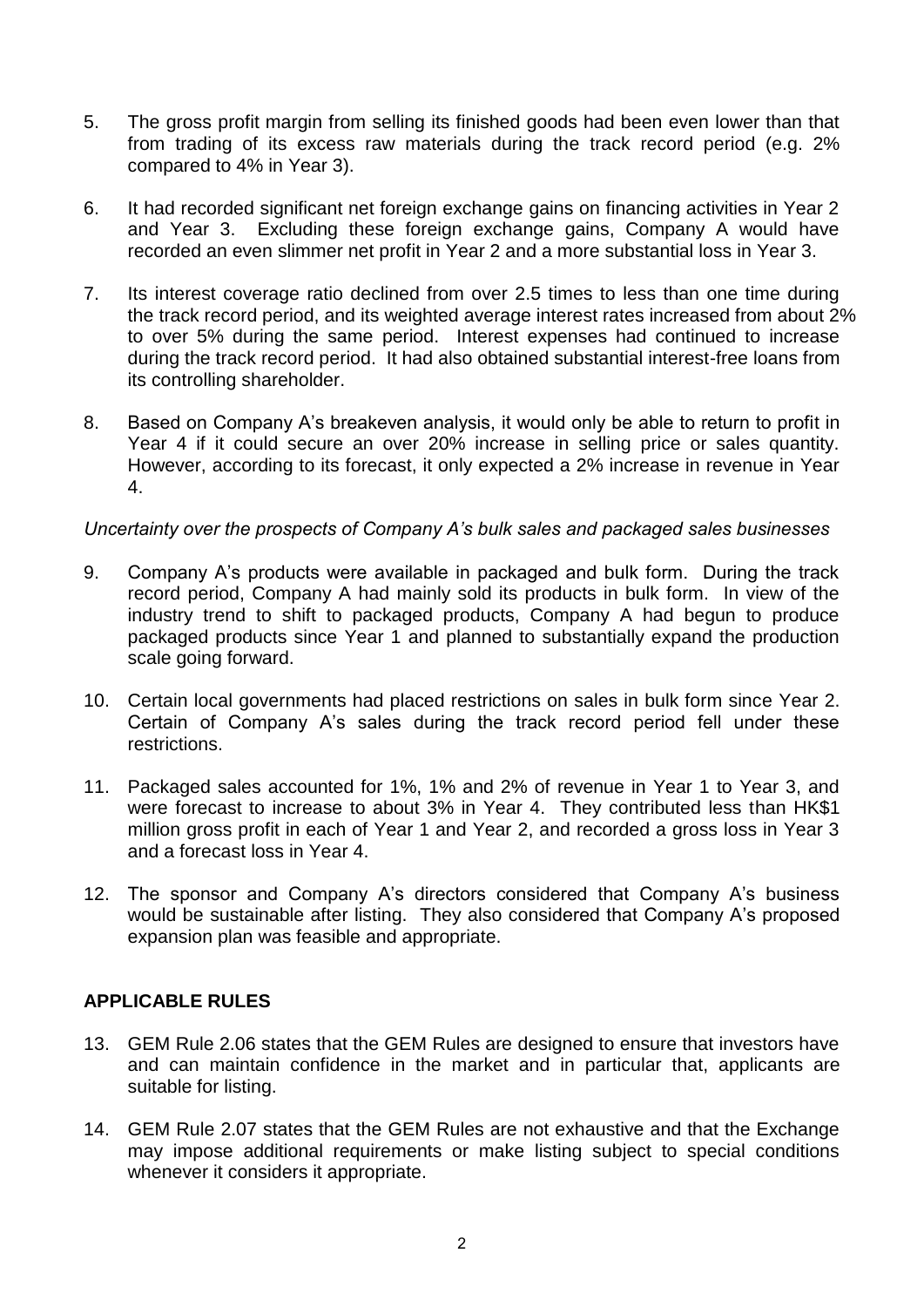5. The gross profit margin from selling its finished goods had been even lower than that from trading of its excess raw materials during the track record period (e.g. 2% compared to 4% in Year 3).

6. It had recorded significant net foreign exchange gains on financing activities in Year 2 and Year 3. Excluding these foreign exchange gains, Company A would have recorded an even slimmer net profit in Year 2 and a more substantial loss in Year 3.

7. Its interest coverage ratio declined from over 2.5 times to less than one time during the track record period, and its weighted average interest rates increased from about 2% to over 5% during the same period. Interest expenses had continued to increase during the track record period. It had also obtained substantial interest-free loans from its controlling shareholder.

8. Based on Company A's breakeven analysis, it would only be able to return to profit in Year 4 if it could secure an over 20% increase in selling price or sales quantity. However, according to its forecast, it only expected a 2% increase in revenue in Year 4.

*Uncertainty over the prospects of Company A's bulk sales and packaged sales businesses*

9. Company A's products were available in packaged and bulk form. During the track record period, Company A had mainly sold its products in bulk form. In view of the industry trend to shift to packaged products, Company A had begun to produce packaged products since Year 1 and planned to substantially expand the production scale going forward.

10. Certain local governments had placed restrictions on sales in bulk form since Year 2. Certain of Company A's sales during the track record period fell under these restrictions.

11. Packaged sales accounted for 1%, 1% and 2% of revenue in Year 1 to Year 3, and were forecast to increase to about 3% in Year 4. They contributed less than HK$1 million gross profit in each of Year 1 and Year 2, and recorded a gross loss in Year 3 and a forecast loss in Year 4.

12. The sponsor and Company A's directors considered that Company A's business would be sustainable after listing. They also considered that Company A's proposed expansion plan was feasible and appropriate.

## APPLICABLE RULES

13. GEM Rule 2.06 states that the GEM Rules are designed to ensure that investors have and can maintain confidence in the market and in particular that, applicants are suitable for listing.

14. GEM Rule 2.07 states that the GEM Rules are not exhaustive and that the Exchange may impose additional requirements or make listing subject to special conditions whenever it considers it appropriate.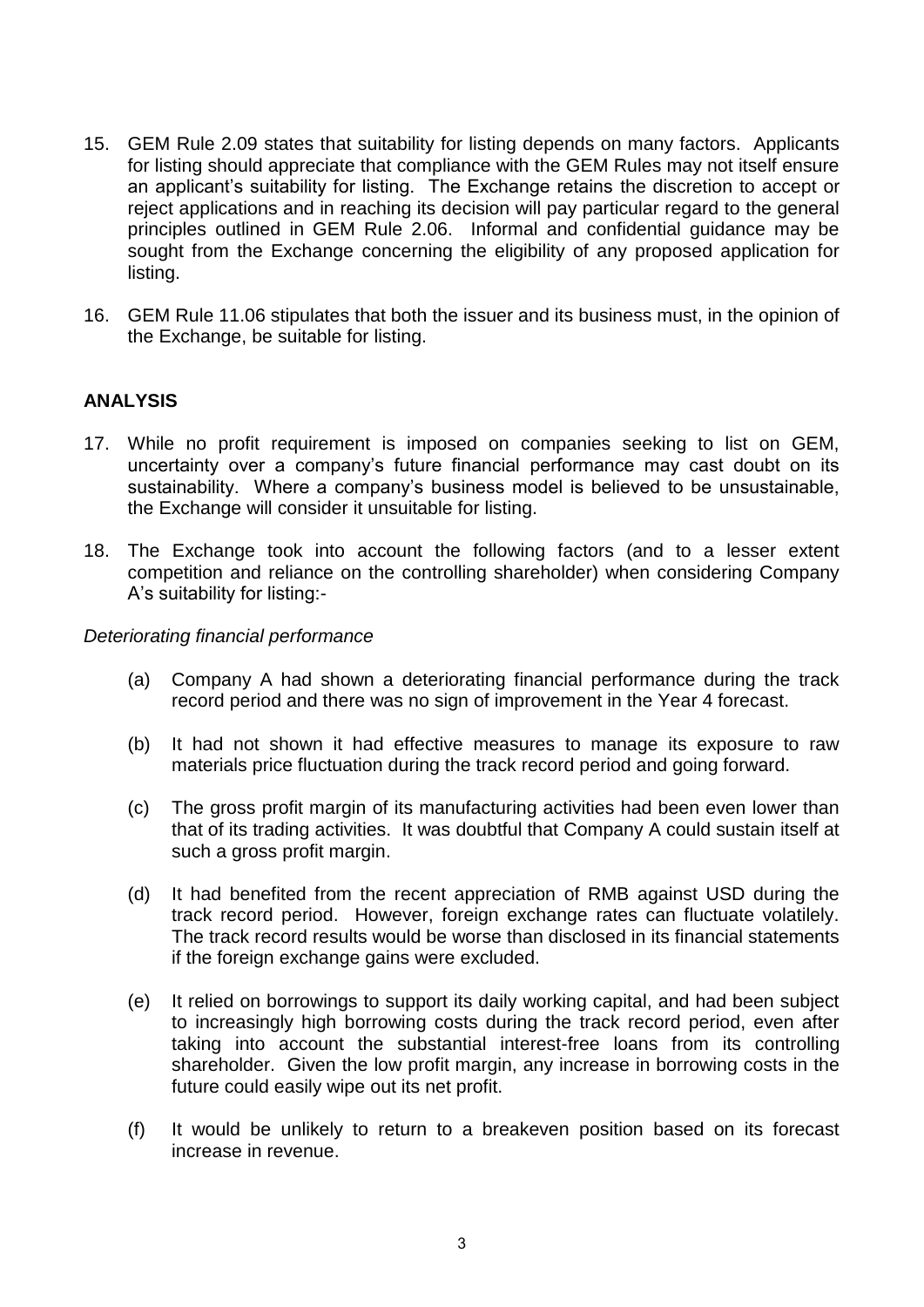15. GEM Rule 2.09 states that suitability for listing depends on many factors. Applicants for listing should appreciate that compliance with the GEM Rules may not itself ensure an applicant's suitability for listing. The Exchange retains the discretion to accept or reject applications and in reaching its decision will pay particular regard to the general principles outlined in GEM Rule 2.06. Informal and confidential guidance may be sought from the Exchange concerning the eligibility of any proposed application for listing.

16. GEM Rule 11.06 stipulates that both the issuer and its business must, in the opinion of the Exchange, be suitable for listing.

**ANALYSIS**

17. While no profit requirement is imposed on companies seeking to list on GEM, uncertainty over a company's future financial performance may cast doubt on its sustainability. Where a company's business model is believed to be unsustainable, the Exchange will consider it unsuitable for listing.

18. The Exchange took into account the following factors (and to a lesser extent competition and reliance on the controlling shareholder) when considering Company A's suitability for listing:-

*Deteriorating financial performance*

(a) Company A had shown a deteriorating financial performance during the track record period and there was no sign of improvement in the Year 4 forecast.

(b) It had not shown it had effective measures to manage its exposure to raw materials price fluctuation during the track record period and going forward.

(c) The gross profit margin of its manufacturing activities had been even lower than that of its trading activities. It was doubtful that Company A could sustain itself at such a gross profit margin.

(d) It had benefited from the recent appreciation of RMB against USD during the track record period. However, foreign exchange rates can fluctuate volatilely. The track record results would be worse than disclosed in its financial statements if the foreign exchange gains were excluded.

(e) It relied on borrowings to support its daily working capital, and had been subject to increasingly high borrowing costs during the track record period, even after taking into account the substantial interest-free loans from its controlling shareholder. Given the low profit margin, any increase in borrowing costs in the future could easily wipe out its net profit.

(f) It would be unlikely to return to a breakeven position based on its forecast increase in revenue.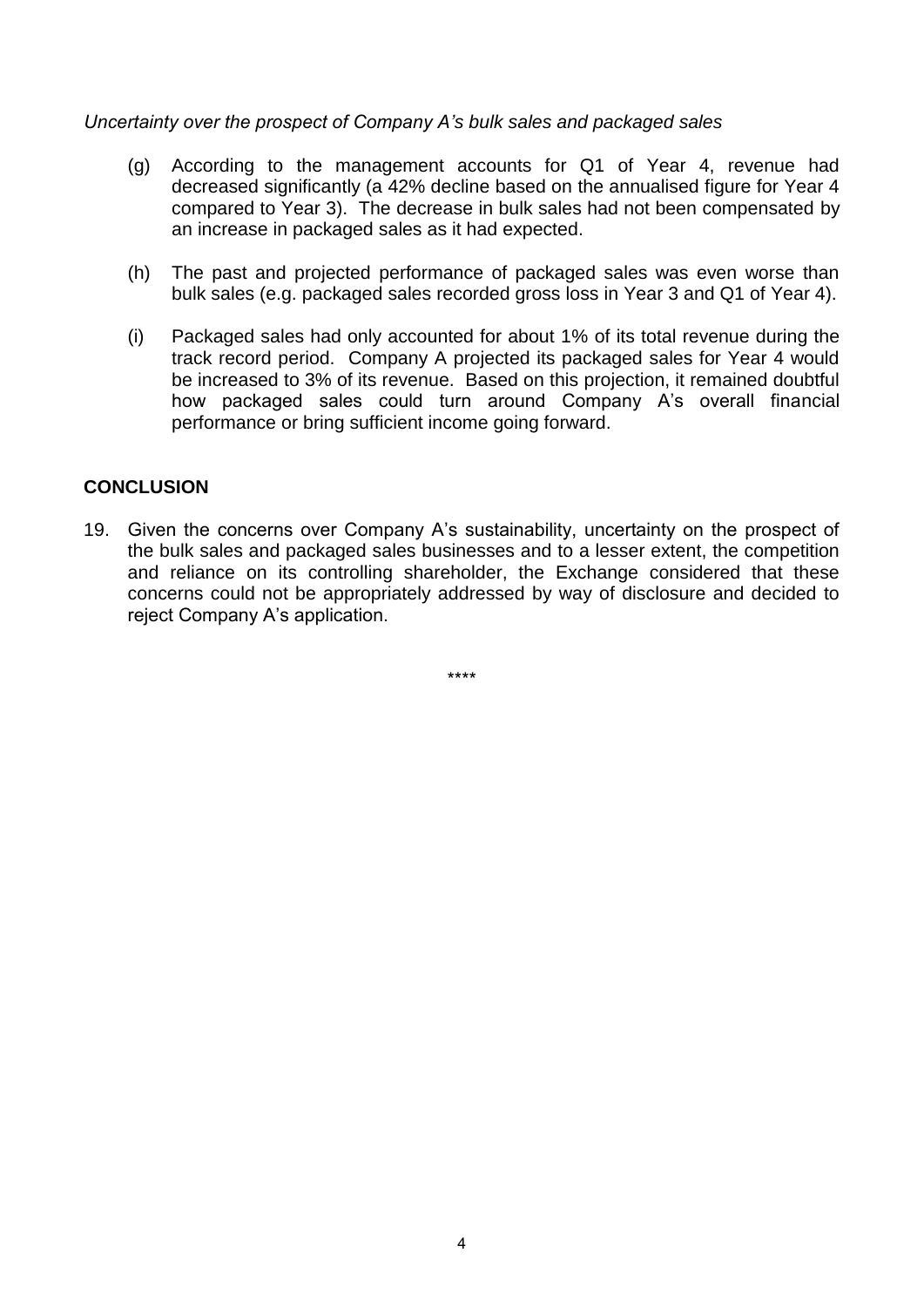*Uncertainty over the prospect of Company A's bulk sales and packaged sales*

(g) According to the management accounts for Q1 of Year 4, revenue had decreased significantly (a 42% decline based on the annualised figure for Year 4 compared to Year 3). The decrease in bulk sales had not been compensated by an increase in packaged sales as it had expected.

(h) The past and projected performance of packaged sales was even worse than bulk sales (e.g. packaged sales recorded gross loss in Year 3 and Q1 of Year 4).

(i) Packaged sales had only accounted for about 1% of its total revenue during the track record period. Company A projected its packaged sales for Year 4 would be increased to 3% of its revenue. Based on this projection, it remained doubtful how packaged sales could turn around Company A's overall financial performance or bring sufficient income going forward.

## CONCLUSION

19. Given the concerns over Company A's sustainability, uncertainty on the prospect of the bulk sales and packaged sales businesses and to a lesser extent, the competition and reliance on its controlling shareholder, the Exchange considered that these concerns could not be appropriately addressed by way of disclosure and decided to reject Company A's application.

****